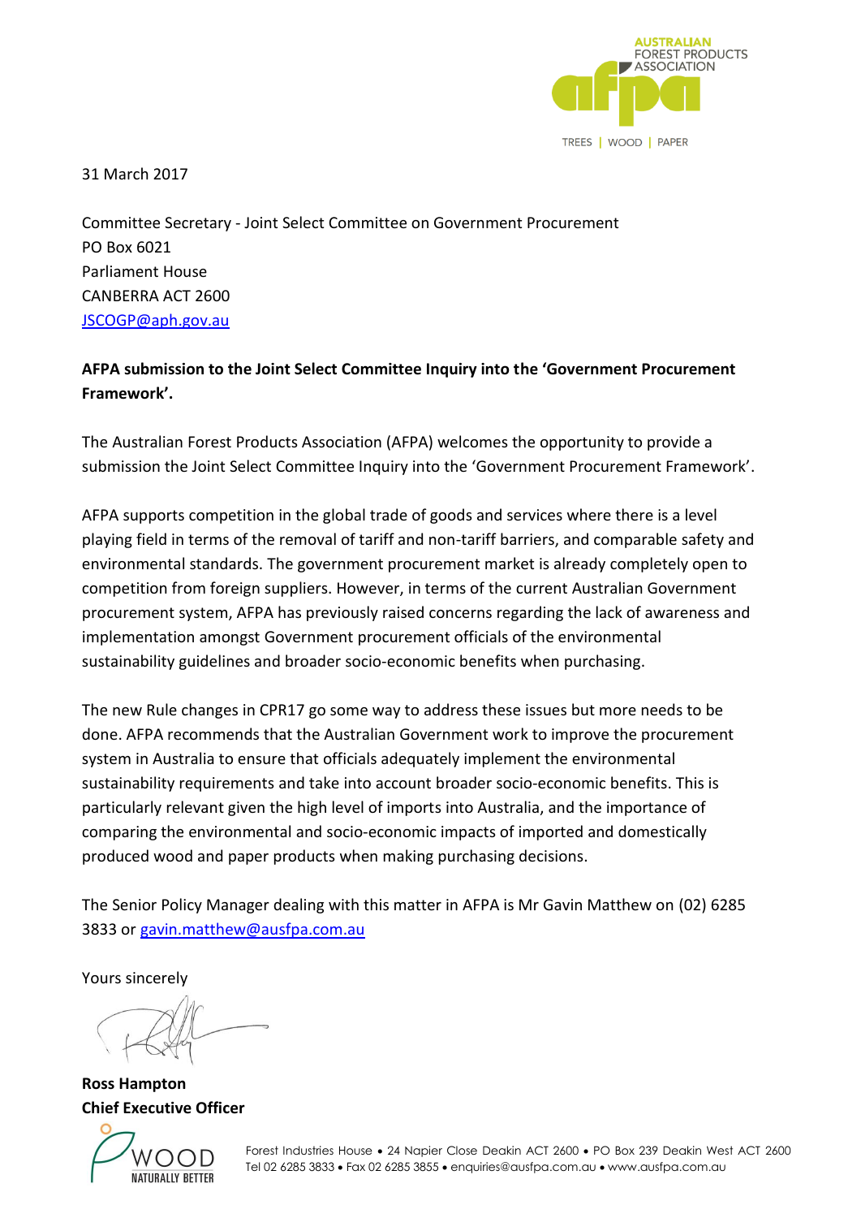AUSTRALIAN FOREST PRODUCTS ASSOCIATION

TREES | WOOD | PAPER

31 March 2017

Committee Secretary - Joint Select Committee on Government Procurement
PO Box 6021
Parliament House
CANBERRA ACT 2600
JSCOGP@aph.gov.au

**AFPA submission to the Joint Select Committee Inquiry into the 'Government Procurement Framework'.**

The Australian Forest Products Association (AFPA) welcomes the opportunity to provide a submission the Joint Select Committee Inquiry into the 'Government Procurement Framework'.

AFPA supports competition in the global trade of goods and services where there is a level playing field in terms of the removal of tariff and non-tariff barriers, and comparable safety and environmental standards. The government procurement market is already completely open to competition from foreign suppliers. However, in terms of the current Australian Government procurement system, AFPA has previously raised concerns regarding the lack of awareness and implementation amongst Government procurement officials of the environmental sustainability guidelines and broader socio-economic benefits when purchasing.

The new Rule changes in CPR17 go some way to address these issues but more needs to be done. AFPA recommends that the Australian Government work to improve the procurement system in Australia to ensure that officials adequately implement the environmental sustainability requirements and take into account broader socio-economic benefits. This is particularly relevant given the high level of imports into Australia, and the importance of comparing the environmental and socio-economic impacts of imported and domestically produced wood and paper products when making purchasing decisions.

The Senior Policy Manager dealing with this matter in AFPA is Mr Gavin Matthew on (02) 6285 3833 or gavin.matthew@ausfpa.com.au

Yours sincerely

**Ross Hampton**
**Chief Executive Officer**

WOOD NATURALLY BETTER

Forest Industries House • 24 Napier Close Deakin ACT 2600 • PO Box 239 Deakin West ACT 2600
Tel 02 6285 3833 • Fax 02 6285 3855 • enquiries@ausfpa.com.au • www.ausfpa.com.au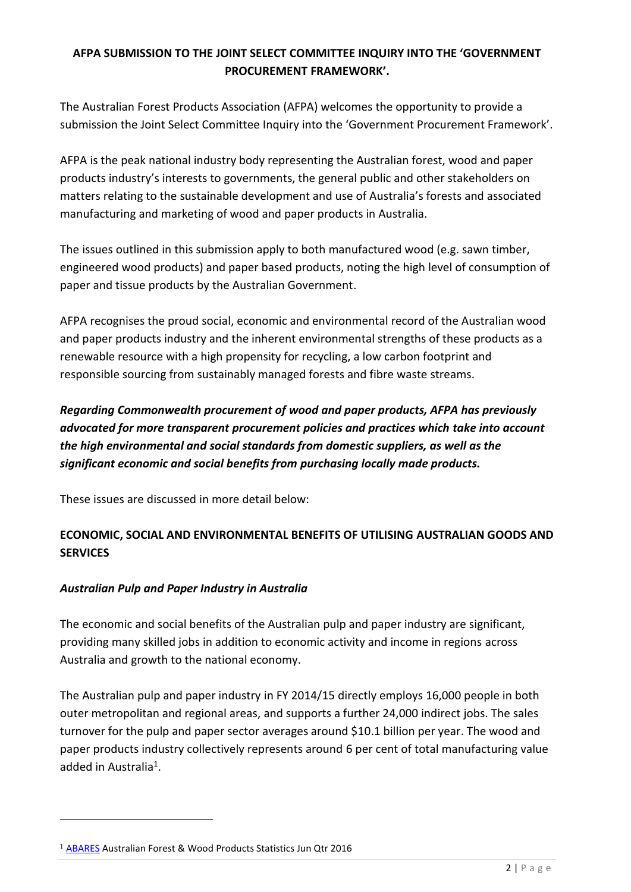**AFPA SUBMISSION TO THE JOINT SELECT COMMITTEE INQUIRY INTO THE 'GOVERNMENT PROCUREMENT FRAMEWORK'.**

The Australian Forest Products Association (AFPA) welcomes the opportunity to provide a submission the Joint Select Committee Inquiry into the 'Government Procurement Framework'.

AFPA is the peak national industry body representing the Australian forest, wood and paper products industry's interests to governments, the general public and other stakeholders on matters relating to the sustainable development and use of Australia's forests and associated manufacturing and marketing of wood and paper products in Australia.

The issues outlined in this submission apply to both manufactured wood (e.g. sawn timber, engineered wood products) and paper based products, noting the high level of consumption of paper and tissue products by the Australian Government.

AFPA recognises the proud social, economic and environmental record of the Australian wood and paper products industry and the inherent environmental strengths of these products as a renewable resource with a high propensity for recycling, a low carbon footprint and responsible sourcing from sustainably managed forests and fibre waste streams.

***Regarding Commonwealth procurement of wood and paper products, AFPA has previously advocated for more transparent procurement policies and practices which take into account the high environmental and social standards from domestic suppliers, as well as the significant economic and social benefits from purchasing locally made products.***

These issues are discussed in more detail below:

**ECONOMIC, SOCIAL AND ENVIRONMENTAL BENEFITS OF UTILISING AUSTRALIAN GOODS AND SERVICES**

***Australian Pulp and Paper Industry in Australia***

The economic and social benefits of the Australian pulp and paper industry are significant, providing many skilled jobs in addition to economic activity and income in regions across Australia and growth to the national economy.

The Australian pulp and paper industry in FY 2014/15 directly employs 16,000 people in both outer metropolitan and regional areas, and supports a further 24,000 indirect jobs. The sales turnover for the pulp and paper sector averages around $10.1 billion per year. The wood and paper products industry collectively represents around 6 per cent of total manufacturing value added in Australia[1].

[1] ABARES Australian Forest & Wood Products Statistics Jun Qtr 2016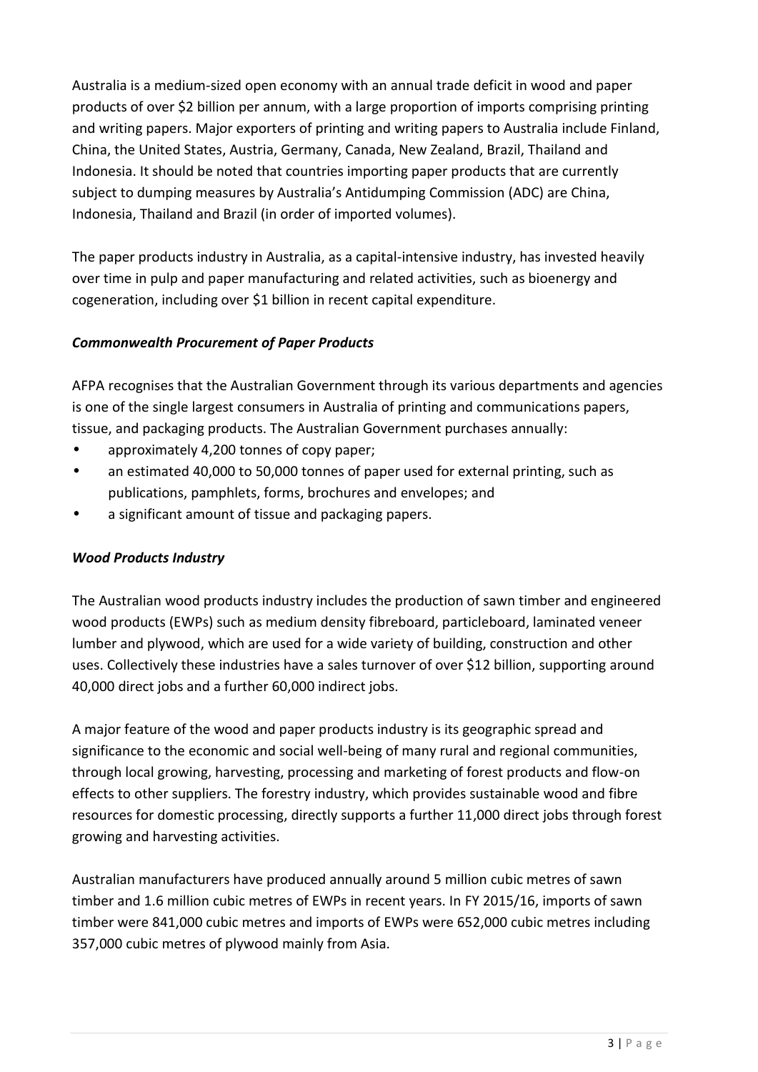Australia is a medium-sized open economy with an annual trade deficit in wood and paper products of over $2 billion per annum, with a large proportion of imports comprising printing and writing papers. Major exporters of printing and writing papers to Australia include Finland, China, the United States, Austria, Germany, Canada, New Zealand, Brazil, Thailand and Indonesia. It should be noted that countries importing paper products that are currently subject to dumping measures by Australia's Antidumping Commission (ADC) are China, Indonesia, Thailand and Brazil (in order of imported volumes).

The paper products industry in Australia, as a capital-intensive industry, has invested heavily over time in pulp and paper manufacturing and related activities, such as bioenergy and cogeneration, including over $1 billion in recent capital expenditure.

***Commonwealth Procurement of Paper Products***

AFPA recognises that the Australian Government through its various departments and agencies is one of the single largest consumers in Australia of printing and communications papers, tissue, and packaging products. The Australian Government purchases annually:

- approximately 4,200 tonnes of copy paper;
- an estimated 40,000 to 50,000 tonnes of paper used for external printing, such as publications, pamphlets, forms, brochures and envelopes; and
- a significant amount of tissue and packaging papers.

***Wood Products Industry***

The Australian wood products industry includes the production of sawn timber and engineered wood products (EWPs) such as medium density fibreboard, particleboard, laminated veneer lumber and plywood, which are used for a wide variety of building, construction and other uses. Collectively these industries have a sales turnover of over $12 billion, supporting around 40,000 direct jobs and a further 60,000 indirect jobs.

A major feature of the wood and paper products industry is its geographic spread and significance to the economic and social well-being of many rural and regional communities, through local growing, harvesting, processing and marketing of forest products and flow-on effects to other suppliers. The forestry industry, which provides sustainable wood and fibre resources for domestic processing, directly supports a further 11,000 direct jobs through forest growing and harvesting activities.

Australian manufacturers have produced annually around 5 million cubic metres of sawn timber and 1.6 million cubic metres of EWPs in recent years. In FY 2015/16, imports of sawn timber were 841,000 cubic metres and imports of EWPs were 652,000 cubic metres including 357,000 cubic metres of plywood mainly from Asia.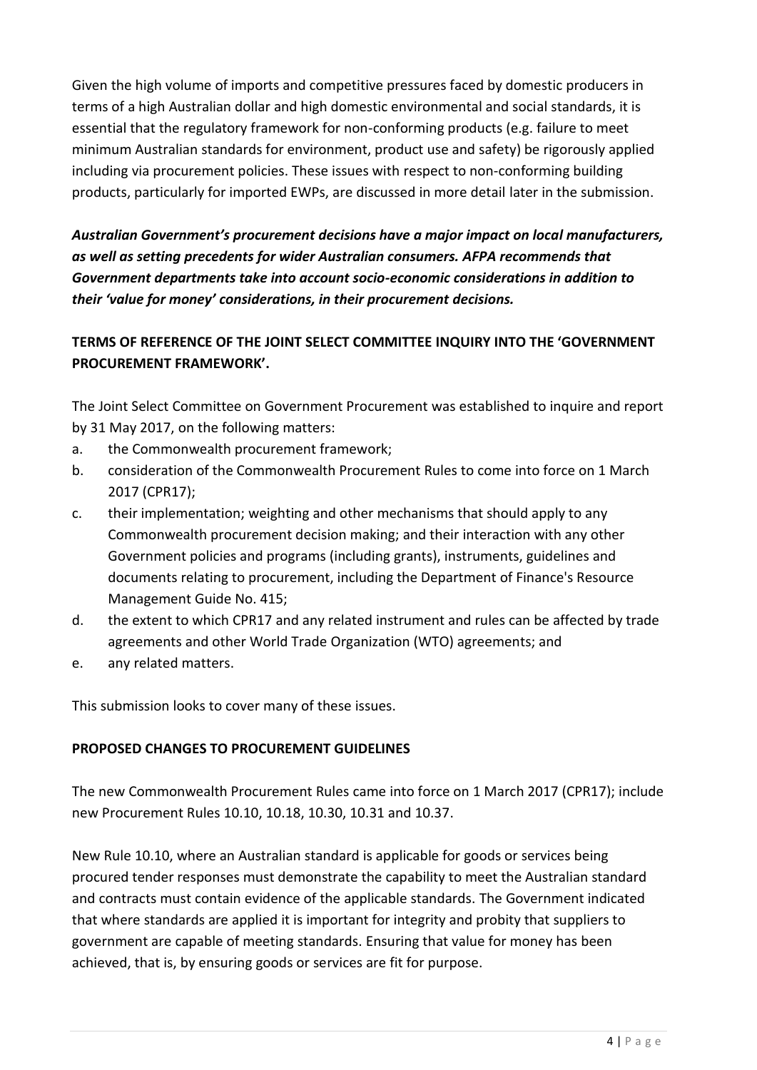Given the high volume of imports and competitive pressures faced by domestic producers in terms of a high Australian dollar and high domestic environmental and social standards, it is essential that the regulatory framework for non-conforming products (e.g. failure to meet minimum Australian standards for environment, product use and safety) be rigorously applied including via procurement policies. These issues with respect to non-conforming building products, particularly for imported EWPs, are discussed in more detail later in the submission.

***Australian Government's procurement decisions have a major impact on local manufacturers, as well as setting precedents for wider Australian consumers. AFPA recommends that Government departments take into account socio-economic considerations in addition to their 'value for money' considerations, in their procurement decisions.***

**TERMS OF REFERENCE OF THE JOINT SELECT COMMITTEE INQUIRY INTO THE 'GOVERNMENT PROCUREMENT FRAMEWORK'.**

The Joint Select Committee on Government Procurement was established to inquire and report by 31 May 2017, on the following matters:

a. the Commonwealth procurement framework;
b. consideration of the Commonwealth Procurement Rules to come into force on 1 March 2017 (CPR17);
c. their implementation; weighting and other mechanisms that should apply to any Commonwealth procurement decision making; and their interaction with any other Government policies and programs (including grants), instruments, guidelines and documents relating to procurement, including the Department of Finance's Resource Management Guide No. 415;
d. the extent to which CPR17 and any related instrument and rules can be affected by trade agreements and other World Trade Organization (WTO) agreements; and
e. any related matters.

This submission looks to cover many of these issues.

**PROPOSED CHANGES TO PROCUREMENT GUIDELINES**

The new Commonwealth Procurement Rules came into force on 1 March 2017 (CPR17); include new Procurement Rules 10.10, 10.18, 10.30, 10.31 and 10.37.

New Rule 10.10, where an Australian standard is applicable for goods or services being procured tender responses must demonstrate the capability to meet the Australian standard and contracts must contain evidence of the applicable standards. The Government indicated that where standards are applied it is important for integrity and probity that suppliers to government are capable of meeting standards. Ensuring that value for money has been achieved, that is, by ensuring goods or services are fit for purpose.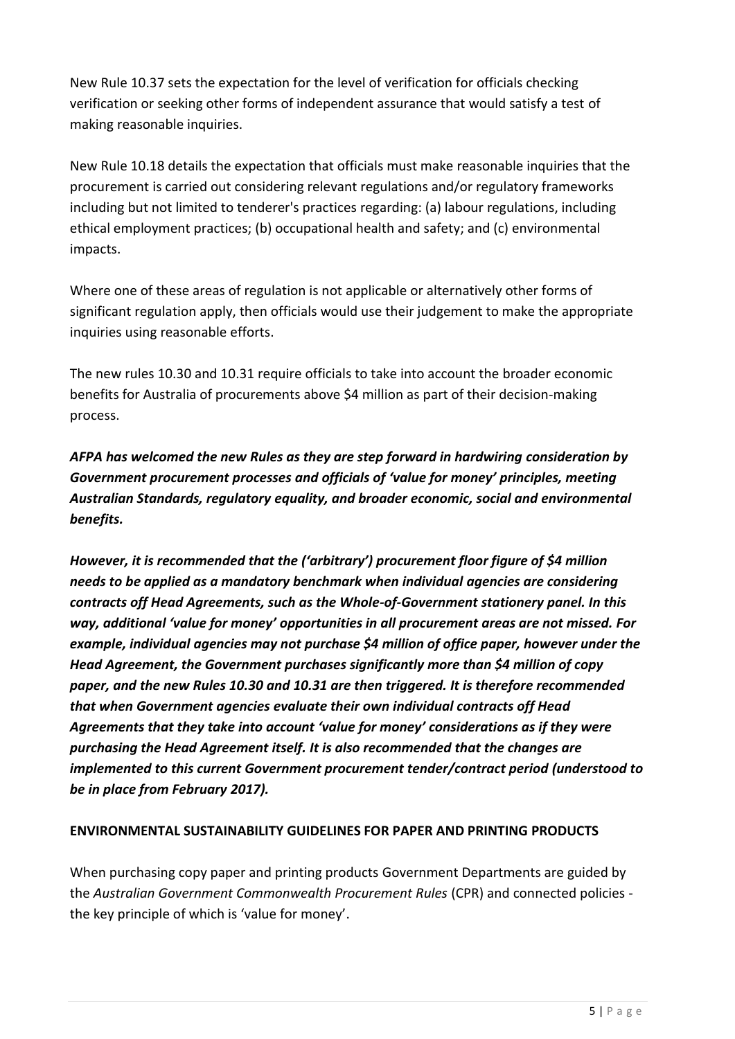New Rule 10.37 sets the expectation for the level of verification for officials checking verification or seeking other forms of independent assurance that would satisfy a test of making reasonable inquiries.

New Rule 10.18 details the expectation that officials must make reasonable inquiries that the procurement is carried out considering relevant regulations and/or regulatory frameworks including but not limited to tenderer's practices regarding: (a) labour regulations, including ethical employment practices; (b) occupational health and safety; and (c) environmental impacts.

Where one of these areas of regulation is not applicable or alternatively other forms of significant regulation apply, then officials would use their judgement to make the appropriate inquiries using reasonable efforts.

The new rules 10.30 and 10.31 require officials to take into account the broader economic benefits for Australia of procurements above $4 million as part of their decision-making process.

***AFPA has welcomed the new Rules as they are step forward in hardwiring consideration by Government procurement processes and officials of 'value for money' principles, meeting Australian Standards, regulatory equality, and broader economic, social and environmental benefits.***

***However, it is recommended that the ('arbitrary') procurement floor figure of $4 million needs to be applied as a mandatory benchmark when individual agencies are considering contracts off Head Agreements, such as the Whole-of-Government stationery panel. In this way, additional 'value for money' opportunities in all procurement areas are not missed. For example, individual agencies may not purchase $4 million of office paper, however under the Head Agreement, the Government purchases significantly more than $4 million of copy paper, and the new Rules 10.30 and 10.31 are then triggered. It is therefore recommended that when Government agencies evaluate their own individual contracts off Head Agreements that they take into account 'value for money' considerations as if they were purchasing the Head Agreement itself. It is also recommended that the changes are implemented to this current Government procurement tender/contract period (understood to be in place from February 2017).***

**ENVIRONMENTAL SUSTAINABILITY GUIDELINES FOR PAPER AND PRINTING PRODUCTS**

When purchasing copy paper and printing products Government Departments are guided by the *Australian Government Commonwealth Procurement Rules* (CPR) and connected policies - the key principle of which is 'value for money'.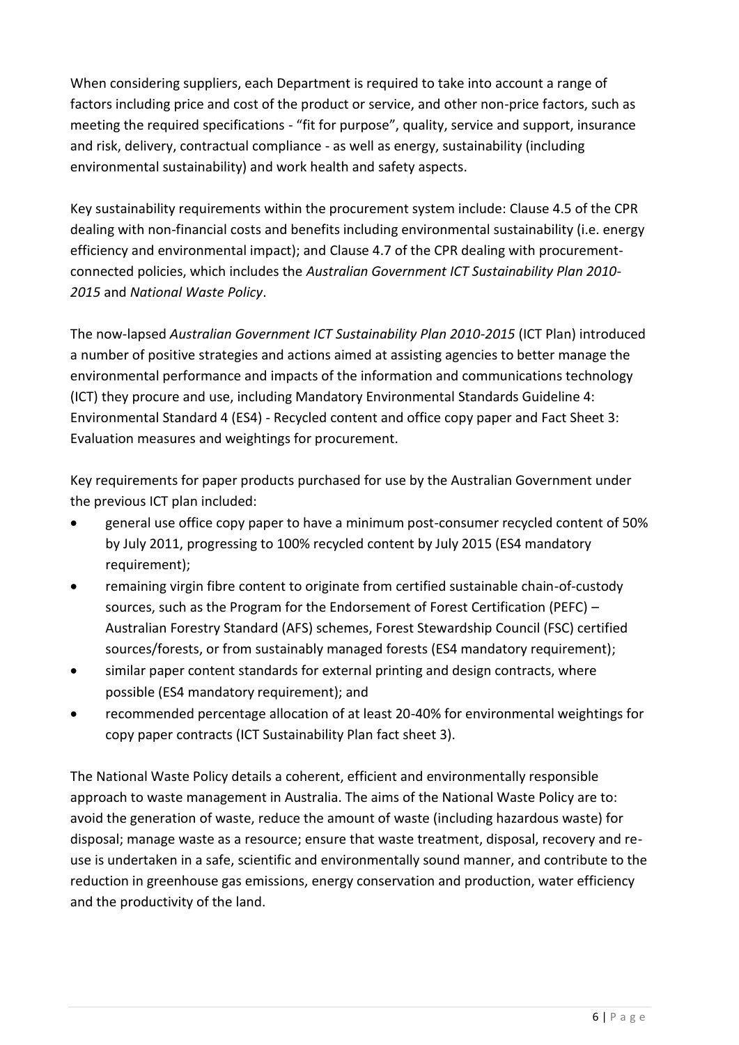When considering suppliers, each Department is required to take into account a range of factors including price and cost of the product or service, and other non-price factors, such as meeting the required specifications - "fit for purpose", quality, service and support, insurance and risk, delivery, contractual compliance - as well as energy, sustainability (including environmental sustainability) and work health and safety aspects.

Key sustainability requirements within the procurement system include: Clause 4.5 of the CPR dealing with non-financial costs and benefits including environmental sustainability (i.e. energy efficiency and environmental impact); and Clause 4.7 of the CPR dealing with procurement-connected policies, which includes the *Australian Government ICT Sustainability Plan 2010-2015* and *National Waste Policy*.

The now-lapsed *Australian Government ICT Sustainability Plan 2010-2015* (ICT Plan) introduced a number of positive strategies and actions aimed at assisting agencies to better manage the environmental performance and impacts of the information and communications technology (ICT) they procure and use, including Mandatory Environmental Standards Guideline 4: Environmental Standard 4 (ES4) - Recycled content and office copy paper and Fact Sheet 3: Evaluation measures and weightings for procurement.

Key requirements for paper products purchased for use by the Australian Government under the previous ICT plan included:

- general use office copy paper to have a minimum post-consumer recycled content of 50% by July 2011, progressing to 100% recycled content by July 2015 (ES4 mandatory requirement);
- remaining virgin fibre content to originate from certified sustainable chain-of-custody sources, such as the Program for the Endorsement of Forest Certification (PEFC) – Australian Forestry Standard (AFS) schemes, Forest Stewardship Council (FSC) certified sources/forests, or from sustainably managed forests (ES4 mandatory requirement);
- similar paper content standards for external printing and design contracts, where possible (ES4 mandatory requirement); and
- recommended percentage allocation of at least 20-40% for environmental weightings for copy paper contracts (ICT Sustainability Plan fact sheet 3).

The National Waste Policy details a coherent, efficient and environmentally responsible approach to waste management in Australia. The aims of the National Waste Policy are to: avoid the generation of waste, reduce the amount of waste (including hazardous waste) for disposal; manage waste as a resource; ensure that waste treatment, disposal, recovery and re-use is undertaken in a safe, scientific and environmentally sound manner, and contribute to the reduction in greenhouse gas emissions, energy conservation and production, water efficiency and the productivity of the land.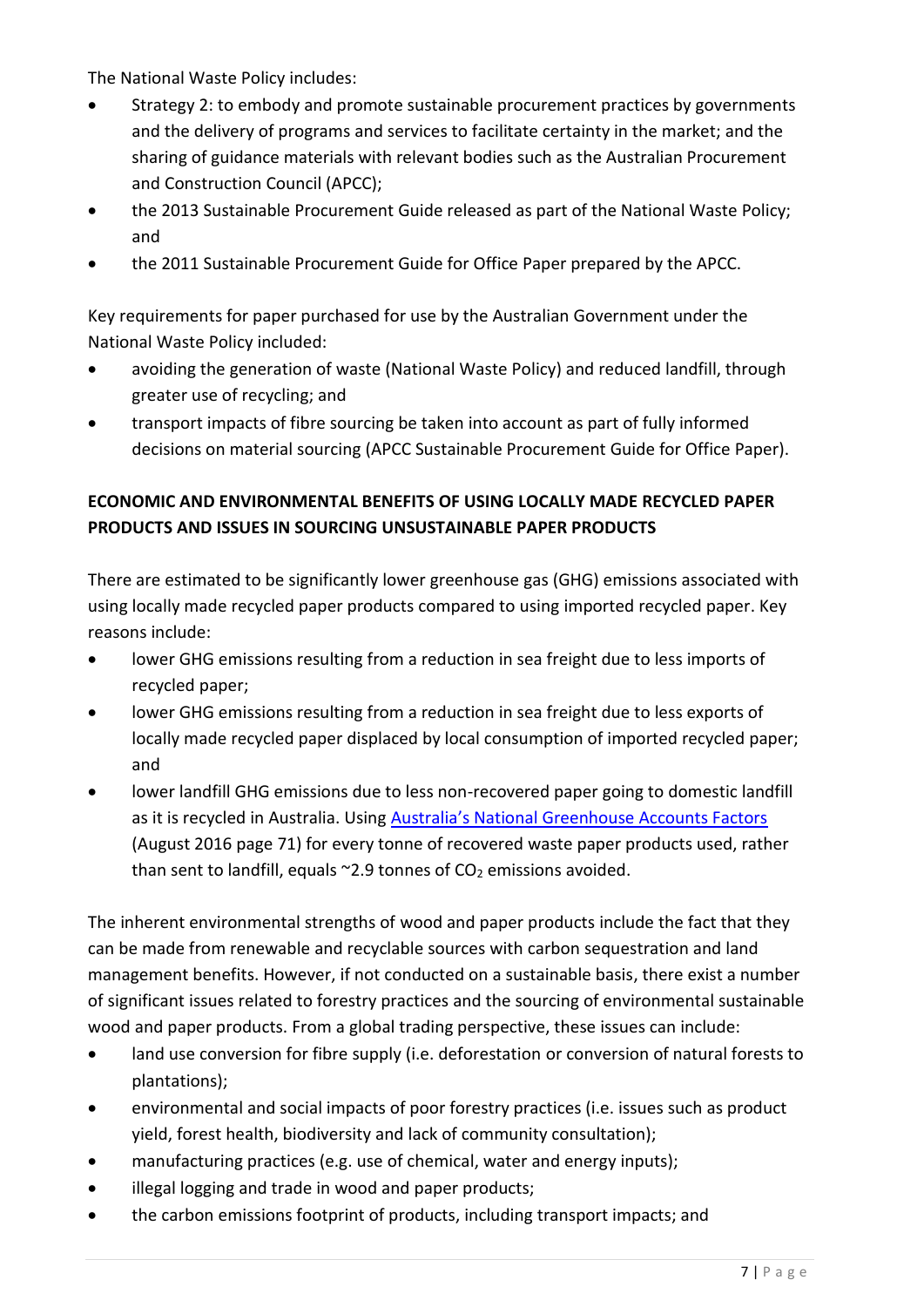The National Waste Policy includes:

- Strategy 2: to embody and promote sustainable procurement practices by governments and the delivery of programs and services to facilitate certainty in the market; and the sharing of guidance materials with relevant bodies such as the Australian Procurement and Construction Council (APCC);
- the 2013 Sustainable Procurement Guide released as part of the National Waste Policy; and
- the 2011 Sustainable Procurement Guide for Office Paper prepared by the APCC.

Key requirements for paper purchased for use by the Australian Government under the National Waste Policy included:

- avoiding the generation of waste (National Waste Policy) and reduced landfill, through greater use of recycling; and
- transport impacts of fibre sourcing be taken into account as part of fully informed decisions on material sourcing (APCC Sustainable Procurement Guide for Office Paper).

**ECONOMIC AND ENVIRONMENTAL BENEFITS OF USING LOCALLY MADE RECYCLED PAPER PRODUCTS AND ISSUES IN SOURCING UNSUSTAINABLE PAPER PRODUCTS**

There are estimated to be significantly lower greenhouse gas (GHG) emissions associated with using locally made recycled paper products compared to using imported recycled paper. Key reasons include:

- lower GHG emissions resulting from a reduction in sea freight due to less imports of recycled paper;
- lower GHG emissions resulting from a reduction in sea freight due to less exports of locally made recycled paper displaced by local consumption of imported recycled paper; and
- lower landfill GHG emissions due to less non-recovered paper going to domestic landfill as it is recycled in Australia. Using Australia's National Greenhouse Accounts Factors (August 2016 page 71) for every tonne of recovered waste paper products used, rather than sent to landfill, equals ~2.9 tonnes of $CO_2$ emissions avoided.

The inherent environmental strengths of wood and paper products include the fact that they can be made from renewable and recyclable sources with carbon sequestration and land management benefits. However, if not conducted on a sustainable basis, there exist a number of significant issues related to forestry practices and the sourcing of environmental sustainable wood and paper products. From a global trading perspective, these issues can include:

- land use conversion for fibre supply (i.e. deforestation or conversion of natural forests to plantations);
- environmental and social impacts of poor forestry practices (i.e. issues such as product yield, forest health, biodiversity and lack of community consultation);
- manufacturing practices (e.g. use of chemical, water and energy inputs);
- illegal logging and trade in wood and paper products;
- the carbon emissions footprint of products, including transport impacts; and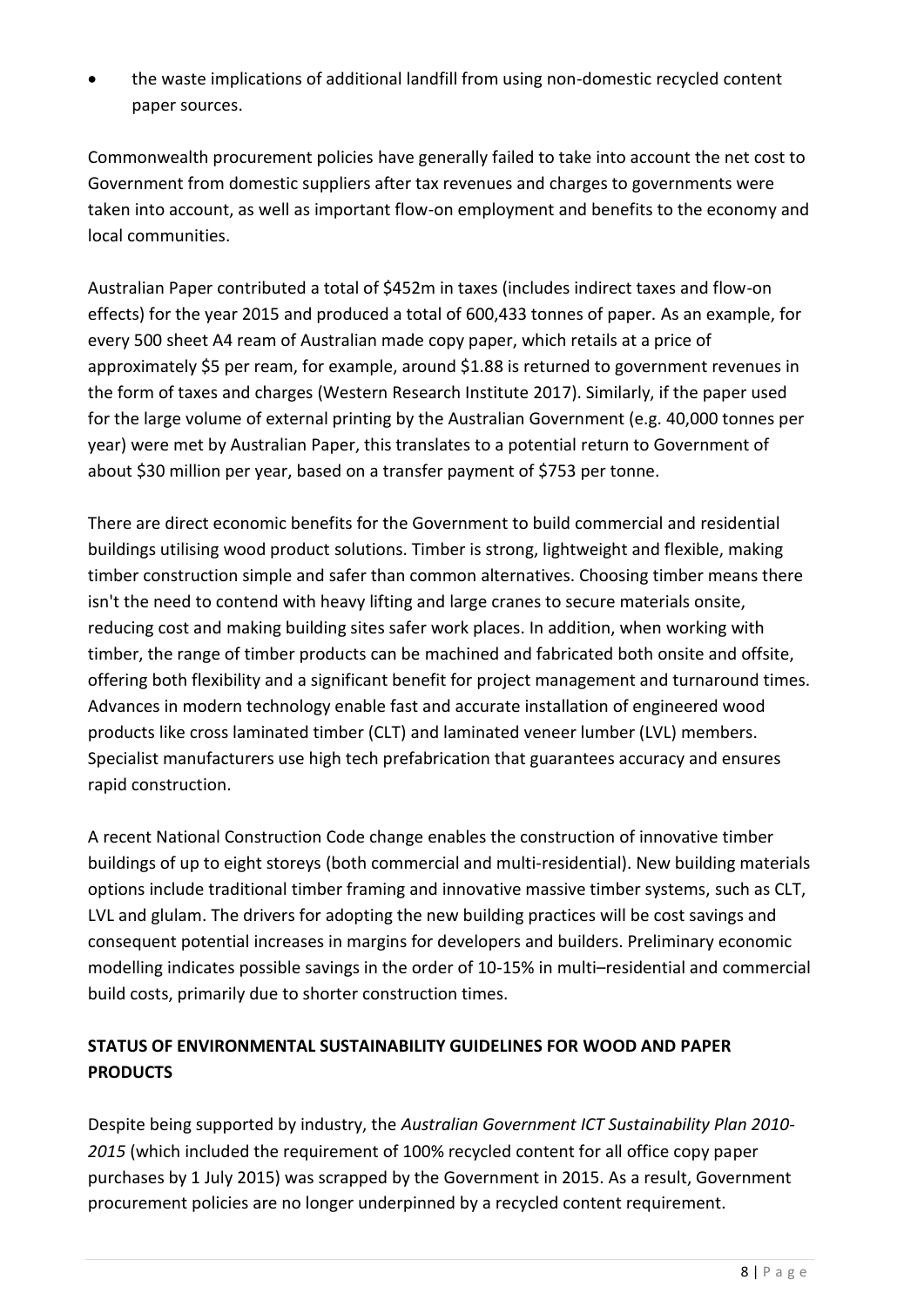- the waste implications of additional landfill from using non-domestic recycled content paper sources.

Commonwealth procurement policies have generally failed to take into account the net cost to Government from domestic suppliers after tax revenues and charges to governments were taken into account, as well as important flow-on employment and benefits to the economy and local communities.

Australian Paper contributed a total of $452m in taxes (includes indirect taxes and flow-on effects) for the year 2015 and produced a total of 600,433 tonnes of paper. As an example, for every 500 sheet A4 ream of Australian made copy paper, which retails at a price of approximately $5 per ream, for example, around $1.88 is returned to government revenues in the form of taxes and charges (Western Research Institute 2017). Similarly, if the paper used for the large volume of external printing by the Australian Government (e.g. 40,000 tonnes per year) were met by Australian Paper, this translates to a potential return to Government of about $30 million per year, based on a transfer payment of $753 per tonne.

There are direct economic benefits for the Government to build commercial and residential buildings utilising wood product solutions. Timber is strong, lightweight and flexible, making timber construction simple and safer than common alternatives. Choosing timber means there isn't the need to contend with heavy lifting and large cranes to secure materials onsite, reducing cost and making building sites safer work places. In addition, when working with timber, the range of timber products can be machined and fabricated both onsite and offsite, offering both flexibility and a significant benefit for project management and turnaround times. Advances in modern technology enable fast and accurate installation of engineered wood products like cross laminated timber (CLT) and laminated veneer lumber (LVL) members. Specialist manufacturers use high tech prefabrication that guarantees accuracy and ensures rapid construction.

A recent National Construction Code change enables the construction of innovative timber buildings of up to eight storeys (both commercial and multi-residential). New building materials options include traditional timber framing and innovative massive timber systems, such as CLT, LVL and glulam. The drivers for adopting the new building practices will be cost savings and consequent potential increases in margins for developers and builders. Preliminary economic modelling indicates possible savings in the order of 10-15% in multi–residential and commercial build costs, primarily due to shorter construction times.

## STATUS OF ENVIRONMENTAL SUSTAINABILITY GUIDELINES FOR WOOD AND PAPER PRODUCTS

Despite being supported by industry, the *Australian Government ICT Sustainability Plan 2010-2015* (which included the requirement of 100% recycled content for all office copy paper purchases by 1 July 2015) was scrapped by the Government in 2015. As a result, Government procurement policies are no longer underpinned by a recycled content requirement.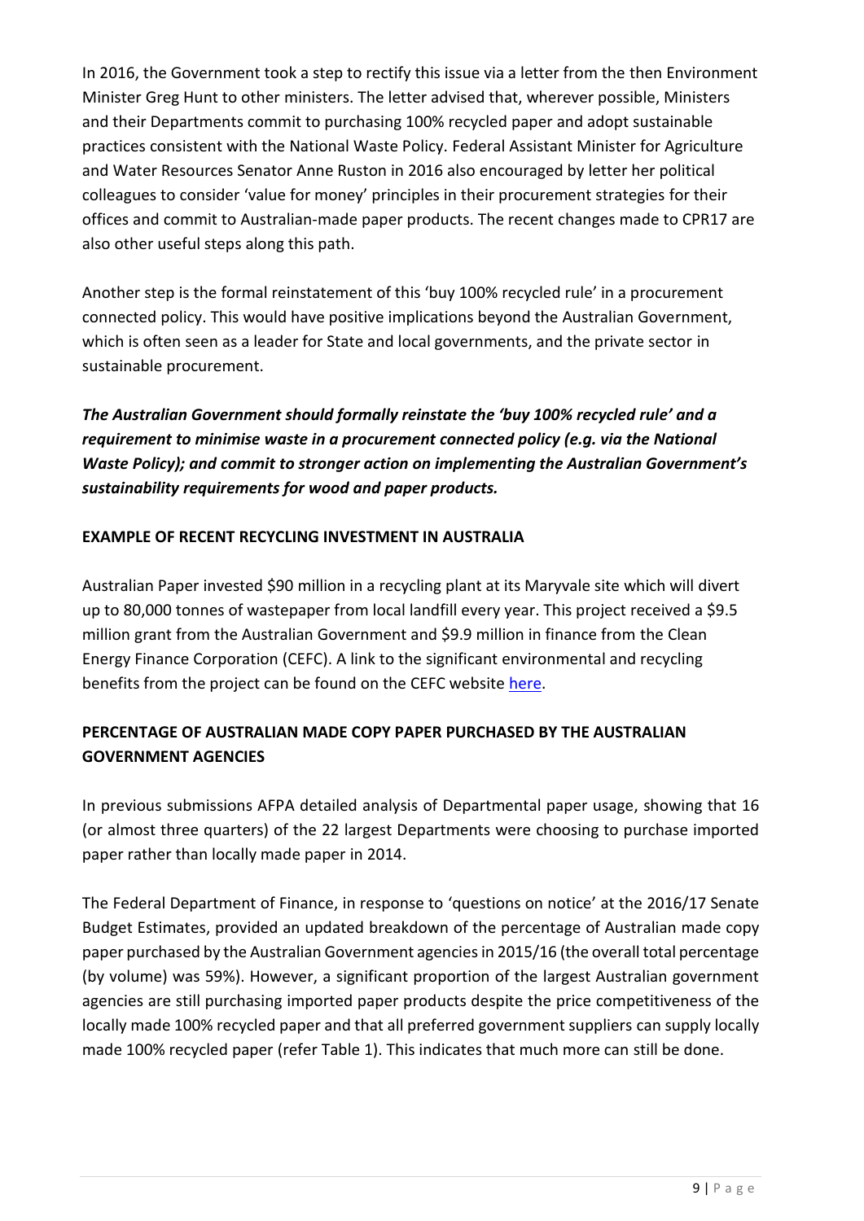In 2016, the Government took a step to rectify this issue via a letter from the then Environment Minister Greg Hunt to other ministers. The letter advised that, wherever possible, Ministers and their Departments commit to purchasing 100% recycled paper and adopt sustainable practices consistent with the National Waste Policy. Federal Assistant Minister for Agriculture and Water Resources Senator Anne Ruston in 2016 also encouraged by letter her political colleagues to consider 'value for money' principles in their procurement strategies for their offices and commit to Australian-made paper products. The recent changes made to CPR17 are also other useful steps along this path.

Another step is the formal reinstatement of this 'buy 100% recycled rule' in a procurement connected policy. This would have positive implications beyond the Australian Government, which is often seen as a leader for State and local governments, and the private sector in sustainable procurement.

***The Australian Government should formally reinstate the 'buy 100% recycled rule' and a requirement to minimise waste in a procurement connected policy (e.g. via the National Waste Policy); and commit to stronger action on implementing the Australian Government's sustainability requirements for wood and paper products.***

**EXAMPLE OF RECENT RECYCLING INVESTMENT IN AUSTRALIA**

Australian Paper invested $90 million in a recycling plant at its Maryvale site which will divert up to 80,000 tonnes of wastepaper from local landfill every year. This project received a $9.5 million grant from the Australian Government and $9.9 million in finance from the Clean Energy Finance Corporation (CEFC). A link to the significant environmental and recycling benefits from the project can be found on the CEFC website here.

**PERCENTAGE OF AUSTRALIAN MADE COPY PAPER PURCHASED BY THE AUSTRALIAN GOVERNMENT AGENCIES**

In previous submissions AFPA detailed analysis of Departmental paper usage, showing that 16 (or almost three quarters) of the 22 largest Departments were choosing to purchase imported paper rather than locally made paper in 2014.

The Federal Department of Finance, in response to 'questions on notice' at the 2016/17 Senate Budget Estimates, provided an updated breakdown of the percentage of Australian made copy paper purchased by the Australian Government agencies in 2015/16 (the overall total percentage (by volume) was 59%). However, a significant proportion of the largest Australian government agencies are still purchasing imported paper products despite the price competitiveness of the locally made 100% recycled paper and that all preferred government suppliers can supply locally made 100% recycled paper (refer Table 1). This indicates that much more can still be done.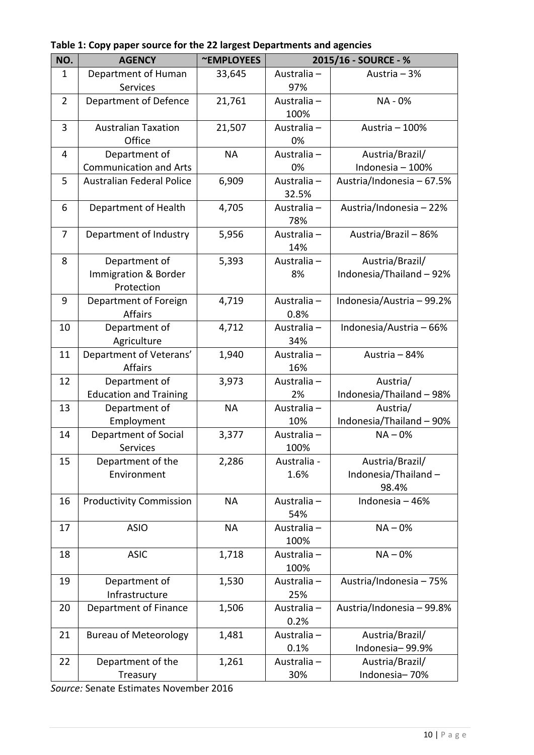**Table 1: Copy paper source for the 22 largest Departments and agencies**

| NO. | AGENCY | ~EMPLOYEES | 2015/16 - SOURCE - % | |
|---|---|---|---|---|
| 1 | Department of Human Services | 33,645 | Australia – 97% | Austria – 3% |
| 2 | Department of Defence | 21,761 | Australia – 100% | NA - 0% |
| 3 | Australian Taxation Office | 21,507 | Australia – 0% | Austria – 100% |
| 4 | Department of Communication and Arts | NA | Australia – 0% | Austria/Brazil/ Indonesia – 100% |
| 5 | Australian Federal Police | 6,909 | Australia – 32.5% | Austria/Indonesia – 67.5% |
| 6 | Department of Health | 4,705 | Australia – 78% | Austria/Indonesia – 22% |
| 7 | Department of Industry | 5,956 | Australia – 14% | Austria/Brazil – 86% |
| 8 | Department of Immigration & Border Protection | 5,393 | Australia – 8% | Austria/Brazil/ Indonesia/Thailand – 92% |
| 9 | Department of Foreign Affairs | 4,719 | Australia – 0.8% | Indonesia/Austria – 99.2% |
| 10 | Department of Agriculture | 4,712 | Australia – 34% | Indonesia/Austria – 66% |
| 11 | Department of Veterans' Affairs | 1,940 | Australia – 16% | Austria – 84% |
| 12 | Department of Education and Training | 3,973 | Australia – 2% | Austria/ Indonesia/Thailand – 98% |
| 13 | Department of Employment | NA | Australia – 10% | Austria/ Indonesia/Thailand – 90% |
| 14 | Department of Social Services | 3,377 | Australia – 100% | NA – 0% |
| 15 | Department of the Environment | 2,286 | Australia - 1.6% | Austria/Brazil/ Indonesia/Thailand – 98.4% |
| 16 | Productivity Commission | NA | Australia – 54% | Indonesia – 46% |
| 17 | ASIO | NA | Australia – 100% | NA – 0% |
| 18 | ASIC | 1,718 | Australia – 100% | NA – 0% |
| 19 | Department of Infrastructure | 1,530 | Australia – 25% | Austria/Indonesia – 75% |
| 20 | Department of Finance | 1,506 | Australia – 0.2% | Austria/Indonesia – 99.8% |
| 21 | Bureau of Meteorology | 1,481 | Australia – 0.1% | Austria/Brazil/ Indonesia– 99.9% |
| 22 | Department of the Treasury | 1,261 | Australia – 30% | Austria/Brazil/ Indonesia– 70% |

*Source:* Senate Estimates November 2016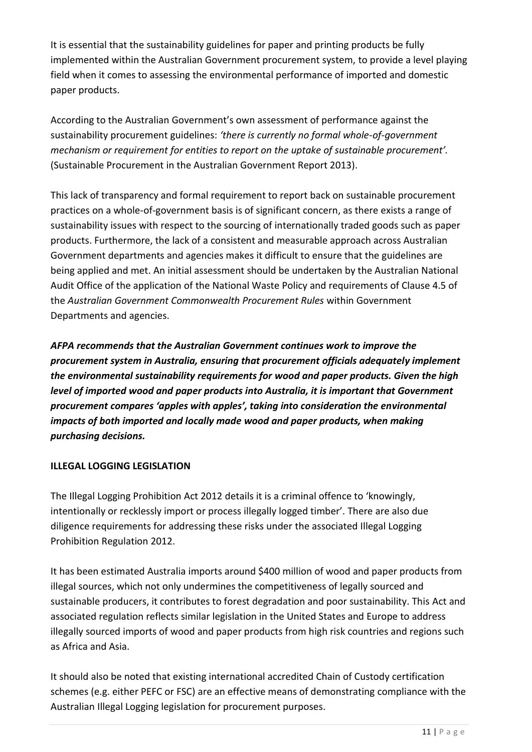It is essential that the sustainability guidelines for paper and printing products be fully implemented within the Australian Government procurement system, to provide a level playing field when it comes to assessing the environmental performance of imported and domestic paper products.

According to the Australian Government's own assessment of performance against the sustainability procurement guidelines: *'there is currently no formal whole-of-government mechanism or requirement for entities to report on the uptake of sustainable procurement'.* (Sustainable Procurement in the Australian Government Report 2013).

This lack of transparency and formal requirement to report back on sustainable procurement practices on a whole-of-government basis is of significant concern, as there exists a range of sustainability issues with respect to the sourcing of internationally traded goods such as paper products. Furthermore, the lack of a consistent and measurable approach across Australian Government departments and agencies makes it difficult to ensure that the guidelines are being applied and met. An initial assessment should be undertaken by the Australian National Audit Office of the application of the National Waste Policy and requirements of Clause 4.5 of the *Australian Government Commonwealth Procurement Rules* within Government Departments and agencies.

***AFPA recommends that the Australian Government continues work to improve the procurement system in Australia, ensuring that procurement officials adequately implement the environmental sustainability requirements for wood and paper products. Given the high level of imported wood and paper products into Australia, it is important that Government procurement compares 'apples with apples', taking into consideration the environmental impacts of both imported and locally made wood and paper products, when making purchasing decisions.***

**ILLEGAL LOGGING LEGISLATION**

The Illegal Logging Prohibition Act 2012 details it is a criminal offence to 'knowingly, intentionally or recklessly import or process illegally logged timber'. There are also due diligence requirements for addressing these risks under the associated Illegal Logging Prohibition Regulation 2012.

It has been estimated Australia imports around $400 million of wood and paper products from illegal sources, which not only undermines the competitiveness of legally sourced and sustainable producers, it contributes to forest degradation and poor sustainability. This Act and associated regulation reflects similar legislation in the United States and Europe to address illegally sourced imports of wood and paper products from high risk countries and regions such as Africa and Asia.

It should also be noted that existing international accredited Chain of Custody certification schemes (e.g. either PEFC or FSC) are an effective means of demonstrating compliance with the Australian Illegal Logging legislation for procurement purposes.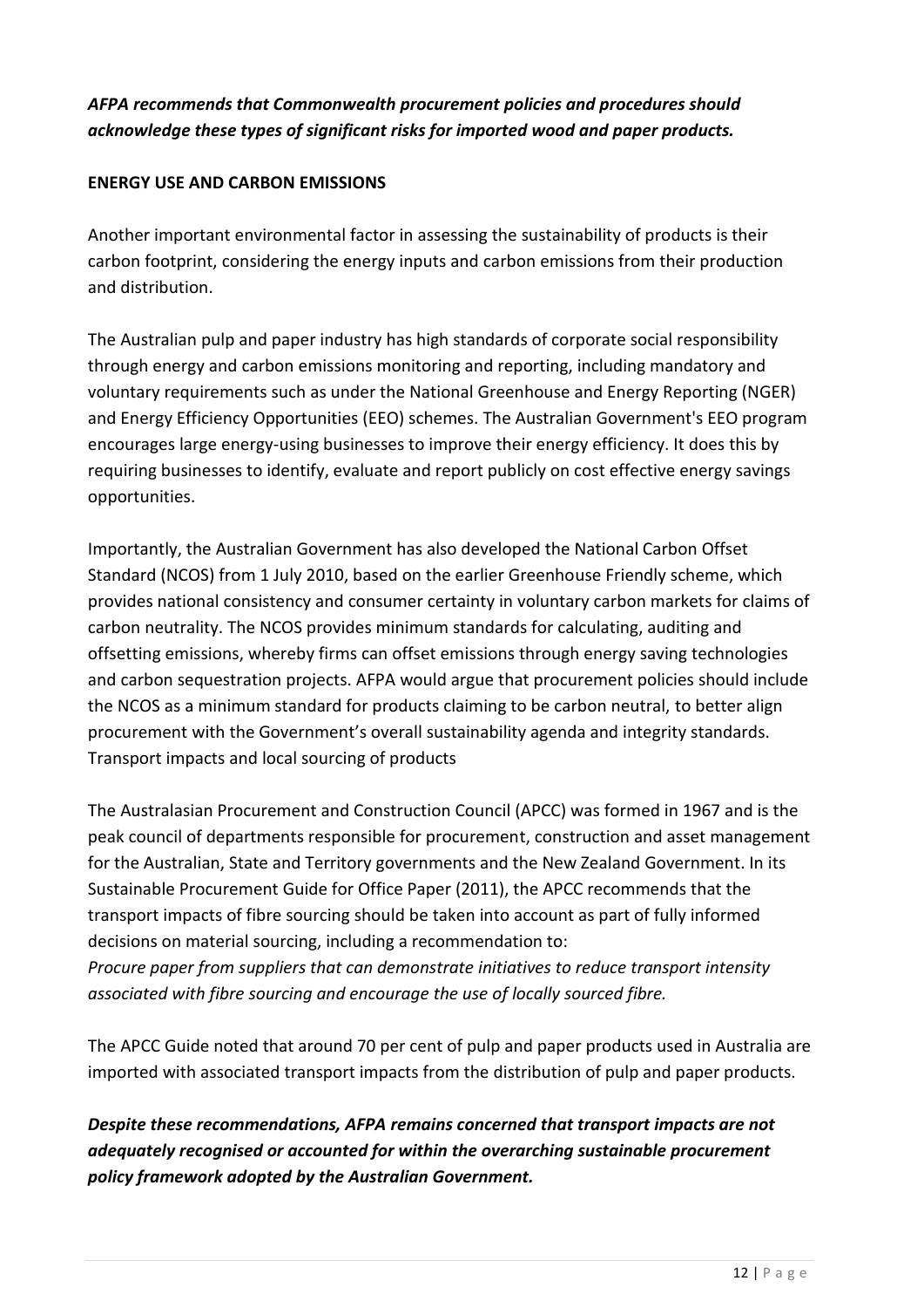***AFPA recommends that Commonwealth procurement policies and procedures should acknowledge these types of significant risks for imported wood and paper products.***

## ENERGY USE AND CARBON EMISSIONS

Another important environmental factor in assessing the sustainability of products is their carbon footprint, considering the energy inputs and carbon emissions from their production and distribution.

The Australian pulp and paper industry has high standards of corporate social responsibility through energy and carbon emissions monitoring and reporting, including mandatory and voluntary requirements such as under the National Greenhouse and Energy Reporting (NGER) and Energy Efficiency Opportunities (EEO) schemes. The Australian Government's EEO program encourages large energy-using businesses to improve their energy efficiency. It does this by requiring businesses to identify, evaluate and report publicly on cost effective energy savings opportunities.

Importantly, the Australian Government has also developed the National Carbon Offset Standard (NCOS) from 1 July 2010, based on the earlier Greenhouse Friendly scheme, which provides national consistency and consumer certainty in voluntary carbon markets for claims of carbon neutrality. The NCOS provides minimum standards for calculating, auditing and offsetting emissions, whereby firms can offset emissions through energy saving technologies and carbon sequestration projects. AFPA would argue that procurement policies should include the NCOS as a minimum standard for products claiming to be carbon neutral, to better align procurement with the Government's overall sustainability agenda and integrity standards.
Transport impacts and local sourcing of products

The Australasian Procurement and Construction Council (APCC) was formed in 1967 and is the peak council of departments responsible for procurement, construction and asset management for the Australian, State and Territory governments and the New Zealand Government. In its Sustainable Procurement Guide for Office Paper (2011), the APCC recommends that the transport impacts of fibre sourcing should be taken into account as part of fully informed decisions on material sourcing, including a recommendation to:
*Procure paper from suppliers that can demonstrate initiatives to reduce transport intensity associated with fibre sourcing and encourage the use of locally sourced fibre.*

The APCC Guide noted that around 70 per cent of pulp and paper products used in Australia are imported with associated transport impacts from the distribution of pulp and paper products.

***Despite these recommendations, AFPA remains concerned that transport impacts are not adequately recognised or accounted for within the overarching sustainable procurement policy framework adopted by the Australian Government.***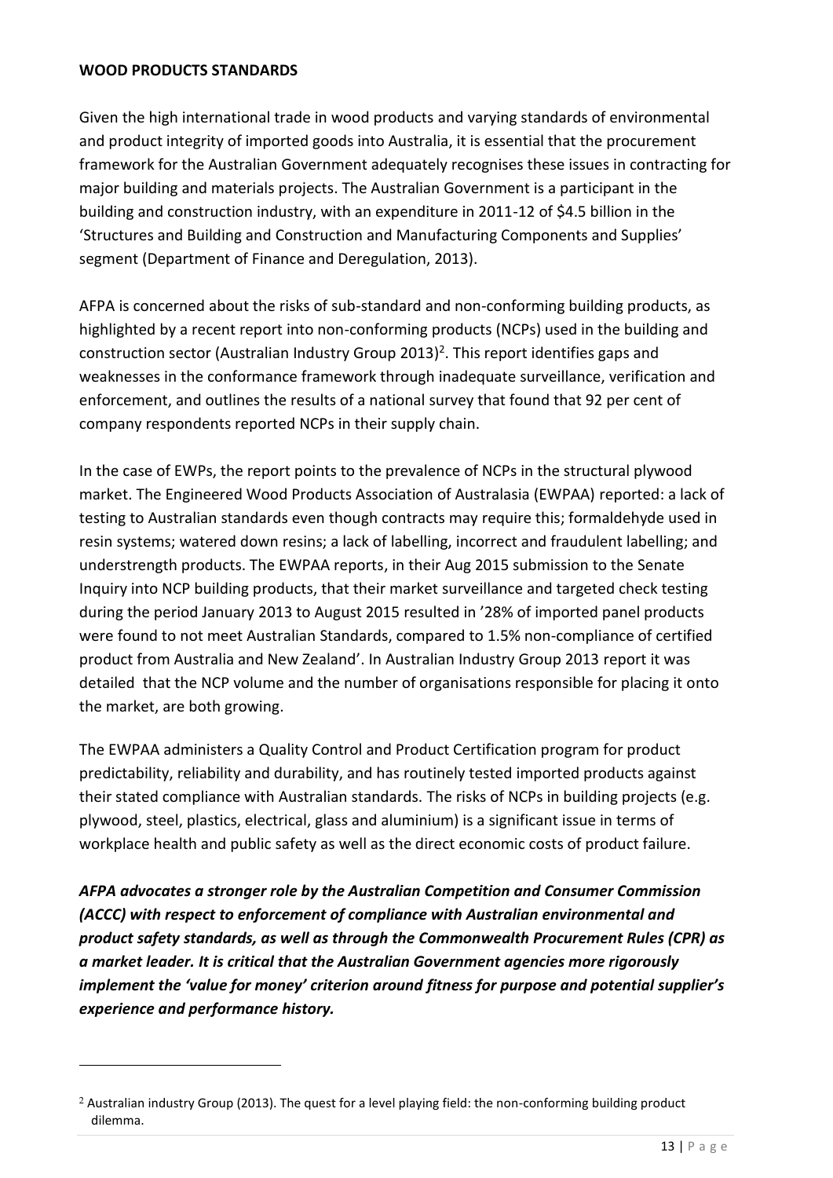## WOOD PRODUCTS STANDARDS

Given the high international trade in wood products and varying standards of environmental and product integrity of imported goods into Australia, it is essential that the procurement framework for the Australian Government adequately recognises these issues in contracting for major building and materials projects. The Australian Government is a participant in the building and construction industry, with an expenditure in 2011-12 of $4.5 billion in the 'Structures and Building and Construction and Manufacturing Components and Supplies' segment (Department of Finance and Deregulation, 2013).

AFPA is concerned about the risks of sub-standard and non-conforming building products, as highlighted by a recent report into non-conforming products (NCPs) used in the building and construction sector (Australian Industry Group 2013)[2]. This report identifies gaps and weaknesses in the conformance framework through inadequate surveillance, verification and enforcement, and outlines the results of a national survey that found that 92 per cent of company respondents reported NCPs in their supply chain.

In the case of EWPs, the report points to the prevalence of NCPs in the structural plywood market. The Engineered Wood Products Association of Australasia (EWPAA) reported: a lack of testing to Australian standards even though contracts may require this; formaldehyde used in resin systems; watered down resins; a lack of labelling, incorrect and fraudulent labelling; and understrength products. The EWPAA reports, in their Aug 2015 submission to the Senate Inquiry into NCP building products, that their market surveillance and targeted check testing during the period January 2013 to August 2015 resulted in '28% of imported panel products were found to not meet Australian Standards, compared to 1.5% non-compliance of certified product from Australia and New Zealand'. In Australian Industry Group 2013 report it was detailed that the NCP volume and the number of organisations responsible for placing it onto the market, are both growing.

The EWPAA administers a Quality Control and Product Certification program for product predictability, reliability and durability, and has routinely tested imported products against their stated compliance with Australian standards. The risks of NCPs in building projects (e.g. plywood, steel, plastics, electrical, glass and aluminium) is a significant issue in terms of workplace health and public safety as well as the direct economic costs of product failure.

***AFPA advocates a stronger role by the Australian Competition and Consumer Commission (ACCC) with respect to enforcement of compliance with Australian environmental and product safety standards, as well as through the Commonwealth Procurement Rules (CPR) as a market leader. It is critical that the Australian Government agencies more rigorously implement the 'value for money' criterion around fitness for purpose and potential supplier's experience and performance history.***

---

[2] Australian industry Group (2013). The quest for a level playing field: the non-conforming building product dilemma.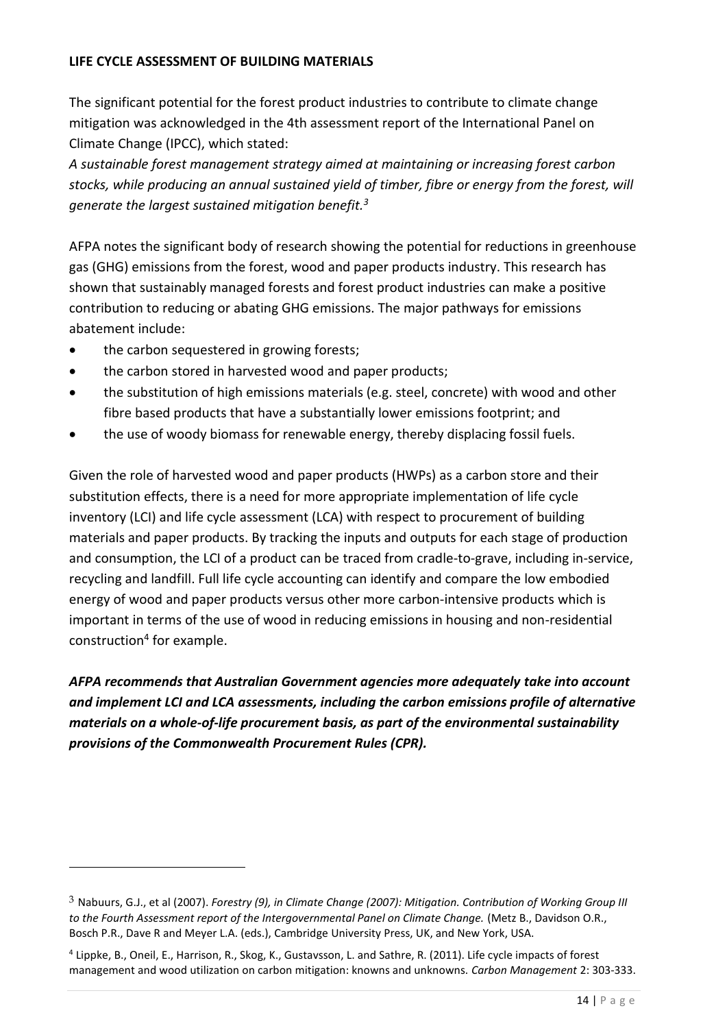## LIFE CYCLE ASSESSMENT OF BUILDING MATERIALS

The significant potential for the forest product industries to contribute to climate change mitigation was acknowledged in the 4th assessment report of the International Panel on Climate Change (IPCC), which stated:

*A sustainable forest management strategy aimed at maintaining or increasing forest carbon stocks, while producing an annual sustained yield of timber, fibre or energy from the forest, will generate the largest sustained mitigation benefit.*[3]

AFPA notes the significant body of research showing the potential for reductions in greenhouse gas (GHG) emissions from the forest, wood and paper products industry. This research has shown that sustainably managed forests and forest product industries can make a positive contribution to reducing or abating GHG emissions. The major pathways for emissions abatement include:

- the carbon sequestered in growing forests;
- the carbon stored in harvested wood and paper products;
- the substitution of high emissions materials (e.g. steel, concrete) with wood and other fibre based products that have a substantially lower emissions footprint; and
- the use of woody biomass for renewable energy, thereby displacing fossil fuels.

Given the role of harvested wood and paper products (HWPs) as a carbon store and their substitution effects, there is a need for more appropriate implementation of life cycle inventory (LCI) and life cycle assessment (LCA) with respect to procurement of building materials and paper products. By tracking the inputs and outputs for each stage of production and consumption, the LCI of a product can be traced from cradle-to-grave, including in-service, recycling and landfill. Full life cycle accounting can identify and compare the low embodied energy of wood and paper products versus other more carbon-intensive products which is important in terms of the use of wood in reducing emissions in housing and non-residential construction[4] for example.

***AFPA recommends that Australian Government agencies more adequately take into account and implement LCI and LCA assessments, including the carbon emissions profile of alternative materials on a whole-of-life procurement basis, as part of the environmental sustainability provisions of the Commonwealth Procurement Rules (CPR).***

---

[3] Nabuurs, G.J., et al (2007). *Forestry (9), in Climate Change (2007): Mitigation. Contribution of Working Group III to the Fourth Assessment report of the Intergovernmental Panel on Climate Change.* (Metz B., Davidson O.R., Bosch P.R., Dave R and Meyer L.A. (eds.), Cambridge University Press, UK, and New York, USA.

[4] Lippke, B., Oneil, E., Harrison, R., Skog, K., Gustavsson, L. and Sathre, R. (2011). Life cycle impacts of forest management and wood utilization on carbon mitigation: knowns and unknowns. *Carbon Management* 2: 303-333.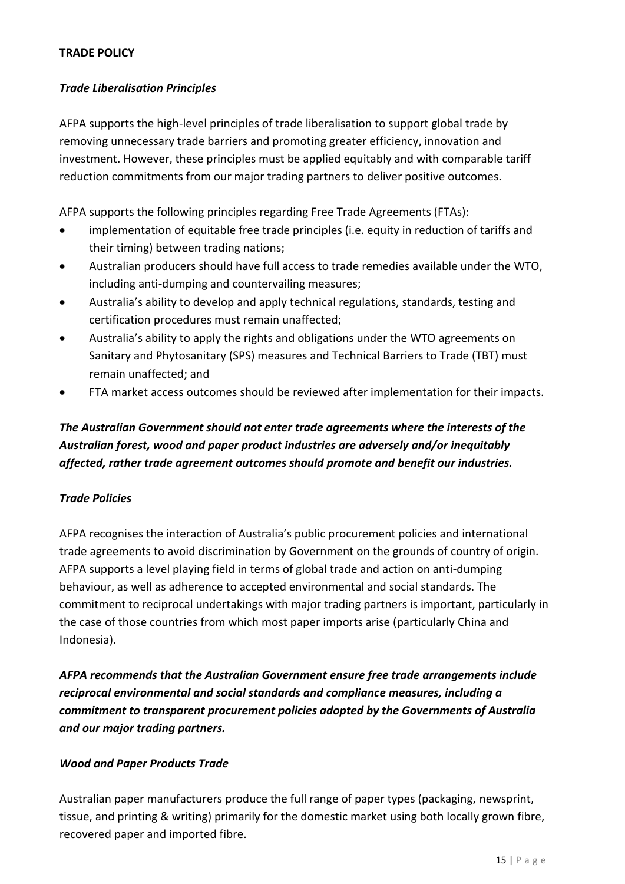## TRADE POLICY

### *Trade Liberalisation Principles*

AFPA supports the high-level principles of trade liberalisation to support global trade by removing unnecessary trade barriers and promoting greater efficiency, innovation and investment. However, these principles must be applied equitably and with comparable tariff reduction commitments from our major trading partners to deliver positive outcomes.

AFPA supports the following principles regarding Free Trade Agreements (FTAs):

- implementation of equitable free trade principles (i.e. equity in reduction of tariffs and their timing) between trading nations;
- Australian producers should have full access to trade remedies available under the WTO, including anti-dumping and countervailing measures;
- Australia's ability to develop and apply technical regulations, standards, testing and certification procedures must remain unaffected;
- Australia's ability to apply the rights and obligations under the WTO agreements on Sanitary and Phytosanitary (SPS) measures and Technical Barriers to Trade (TBT) must remain unaffected; and
- FTA market access outcomes should be reviewed after implementation for their impacts.

***The Australian Government should not enter trade agreements where the interests of the Australian forest, wood and paper product industries are adversely and/or inequitably affected, rather trade agreement outcomes should promote and benefit our industries.***

### *Trade Policies*

AFPA recognises the interaction of Australia's public procurement policies and international trade agreements to avoid discrimination by Government on the grounds of country of origin. AFPA supports a level playing field in terms of global trade and action on anti-dumping behaviour, as well as adherence to accepted environmental and social standards. The commitment to reciprocal undertakings with major trading partners is important, particularly in the case of those countries from which most paper imports arise (particularly China and Indonesia).

***AFPA recommends that the Australian Government ensure free trade arrangements include reciprocal environmental and social standards and compliance measures, including a commitment to transparent procurement policies adopted by the Governments of Australia and our major trading partners.***

### *Wood and Paper Products Trade*

Australian paper manufacturers produce the full range of paper types (packaging, newsprint, tissue, and printing & writing) primarily for the domestic market using both locally grown fibre, recovered paper and imported fibre.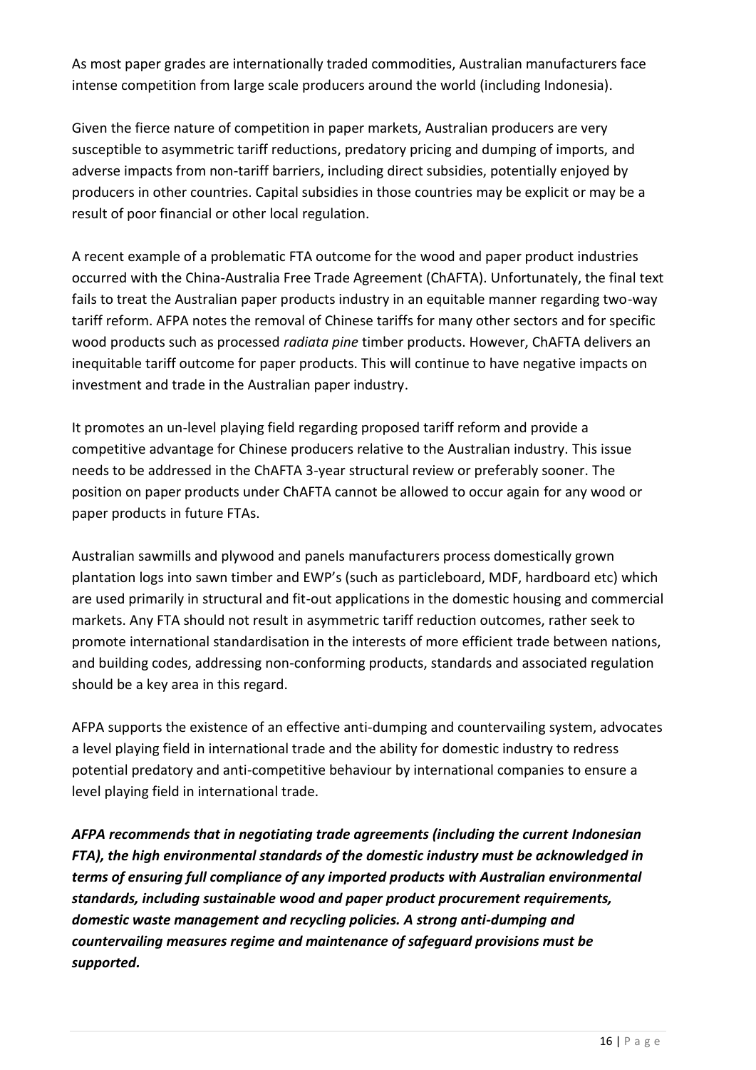As most paper grades are internationally traded commodities, Australian manufacturers face intense competition from large scale producers around the world (including Indonesia).

Given the fierce nature of competition in paper markets, Australian producers are very susceptible to asymmetric tariff reductions, predatory pricing and dumping of imports, and adverse impacts from non-tariff barriers, including direct subsidies, potentially enjoyed by producers in other countries. Capital subsidies in those countries may be explicit or may be a result of poor financial or other local regulation.

A recent example of a problematic FTA outcome for the wood and paper product industries occurred with the China-Australia Free Trade Agreement (ChAFTA). Unfortunately, the final text fails to treat the Australian paper products industry in an equitable manner regarding two-way tariff reform. AFPA notes the removal of Chinese tariffs for many other sectors and for specific wood products such as processed *radiata pine* timber products. However, ChAFTA delivers an inequitable tariff outcome for paper products. This will continue to have negative impacts on investment and trade in the Australian paper industry.

It promotes an un-level playing field regarding proposed tariff reform and provide a competitive advantage for Chinese producers relative to the Australian industry. This issue needs to be addressed in the ChAFTA 3-year structural review or preferably sooner. The position on paper products under ChAFTA cannot be allowed to occur again for any wood or paper products in future FTAs.

Australian sawmills and plywood and panels manufacturers process domestically grown plantation logs into sawn timber and EWP's (such as particleboard, MDF, hardboard etc) which are used primarily in structural and fit-out applications in the domestic housing and commercial markets. Any FTA should not result in asymmetric tariff reduction outcomes, rather seek to promote international standardisation in the interests of more efficient trade between nations, and building codes, addressing non-conforming products, standards and associated regulation should be a key area in this regard.

AFPA supports the existence of an effective anti-dumping and countervailing system, advocates a level playing field in international trade and the ability for domestic industry to redress potential predatory and anti-competitive behaviour by international companies to ensure a level playing field in international trade.

***AFPA recommends that in negotiating trade agreements (including the current Indonesian FTA), the high environmental standards of the domestic industry must be acknowledged in terms of ensuring full compliance of any imported products with Australian environmental standards, including sustainable wood and paper product procurement requirements, domestic waste management and recycling policies. A strong anti-dumping and countervailing measures regime and maintenance of safeguard provisions must be supported.***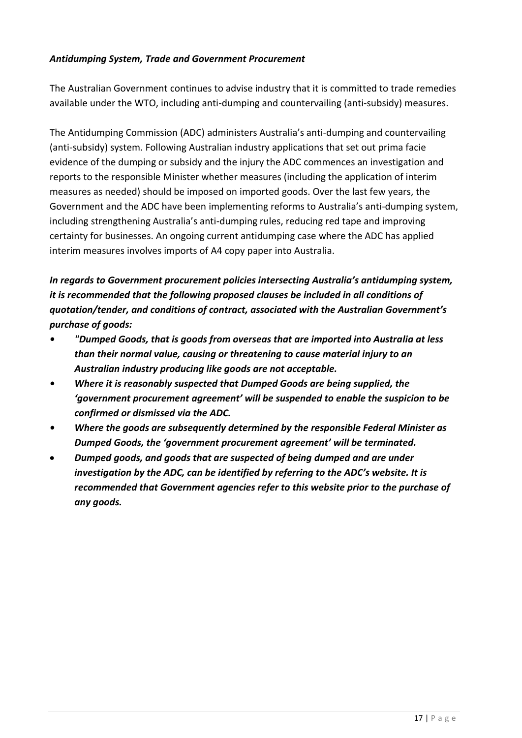### *Antidumping System, Trade and Government Procurement*

The Australian Government continues to advise industry that it is committed to trade remedies available under the WTO, including anti-dumping and countervailing (anti-subsidy) measures.

The Antidumping Commission (ADC) administers Australia's anti-dumping and countervailing (anti-subsidy) system. Following Australian industry applications that set out prima facie evidence of the dumping or subsidy and the injury the ADC commences an investigation and reports to the responsible Minister whether measures (including the application of interim measures as needed) should be imposed on imported goods. Over the last few years, the Government and the ADC have been implementing reforms to Australia's anti-dumping system, including strengthening Australia's anti-dumping rules, reducing red tape and improving certainty for businesses. An ongoing current antidumping case where the ADC has applied interim measures involves imports of A4 copy paper into Australia.

***In regards to Government procurement policies intersecting Australia's antidumping system, it is recommended that the following proposed clauses be included in all conditions of quotation/tender, and conditions of contract, associated with the Australian Government's purchase of goods:***

- ***"Dumped Goods, that is goods from overseas that are imported into Australia at less than their normal value, causing or threatening to cause material injury to an Australian industry producing like goods are not acceptable.***
- ***Where it is reasonably suspected that Dumped Goods are being supplied, the 'government procurement agreement' will be suspended to enable the suspicion to be confirmed or dismissed via the ADC.***
- ***Where the goods are subsequently determined by the responsible Federal Minister as Dumped Goods, the 'government procurement agreement' will be terminated.***
- ***Dumped goods, and goods that are suspected of being dumped and are under investigation by the ADC, can be identified by referring to the ADC's website. It is recommended that Government agencies refer to this website prior to the purchase of any goods.***